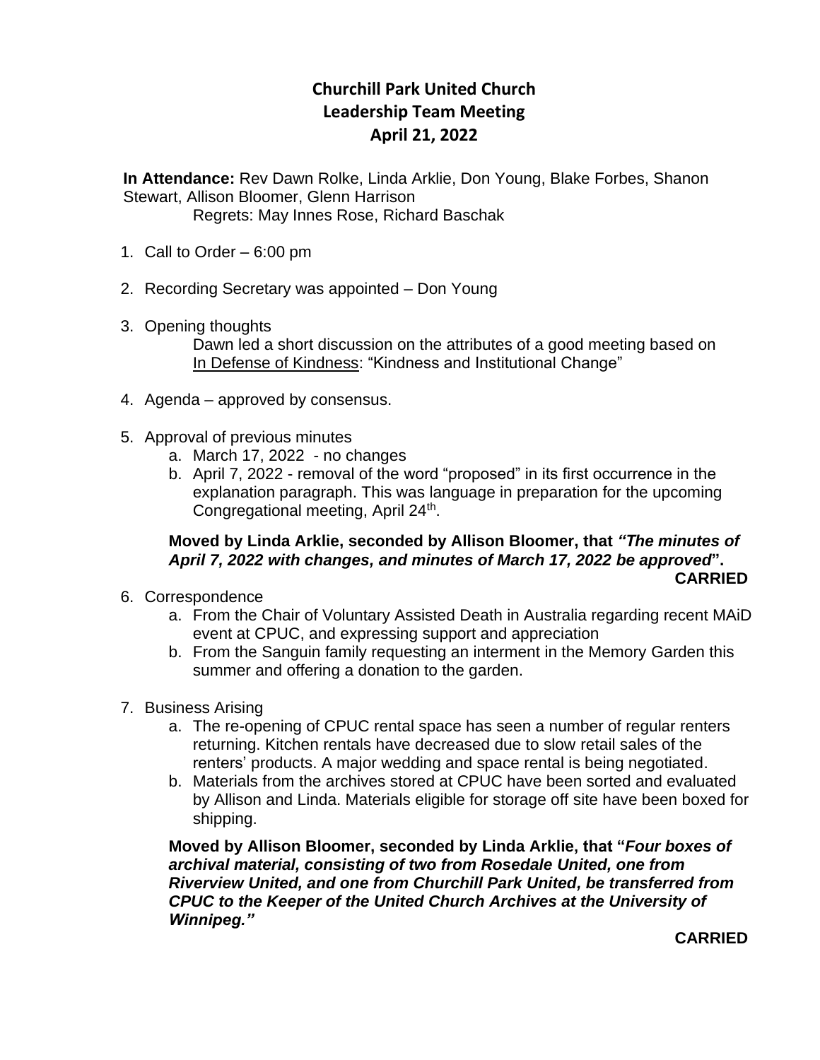# Churchill Park United Church
## Leadership Team Meeting
## April 21, 2022

**In Attendance:** Rev Dawn Rolke, Linda Arklie, Don Young, Blake Forbes, Shanon Stewart, Allison Bloomer, Glenn Harrison
Regrets: May Innes Rose, Richard Baschak

1. Call to Order – 6:00 pm

2. Recording Secretary was appointed – Don Young

3. Opening thoughts
   Dawn led a short discussion on the attributes of a good meeting based on In Defense of Kindness: "Kindness and Institutional Change"

4. Agenda – approved by consensus.

5. Approval of previous minutes
   a. March 17, 2022 - no changes
   b. April 7, 2022 - removal of the word "proposed" in its first occurrence in the explanation paragraph. This was language in preparation for the upcoming Congregational meeting, April 24th.

   **Moved by Linda Arklie, seconded by Allison Bloomer, that *"The minutes of April 7, 2022 with changes, and minutes of March 17, 2022 be approved"*.**
   **CARRIED**

6. Correspondence
   a. From the Chair of Voluntary Assisted Death in Australia regarding recent MAiD event at CPUC, and expressing support and appreciation
   b. From the Sanguin family requesting an interment in the Memory Garden this summer and offering a donation to the garden.

7. Business Arising
   a. The re-opening of CPUC rental space has seen a number of regular renters returning. Kitchen rentals have decreased due to slow retail sales of the renters' products. A major wedding and space rental is being negotiated.
   b. Materials from the archives stored at CPUC have been sorted and evaluated by Allison and Linda. Materials eligible for storage off site have been boxed for shipping.

   **Moved by Allison Bloomer, seconded by Linda Arklie, that "*Four boxes of archival material, consisting of two from Rosedale United, one from Riverview United, and one from Churchill Park United, be transferred from CPUC to the Keeper of the United Church Archives at the University of Winnipeg."***
   **CARRIED**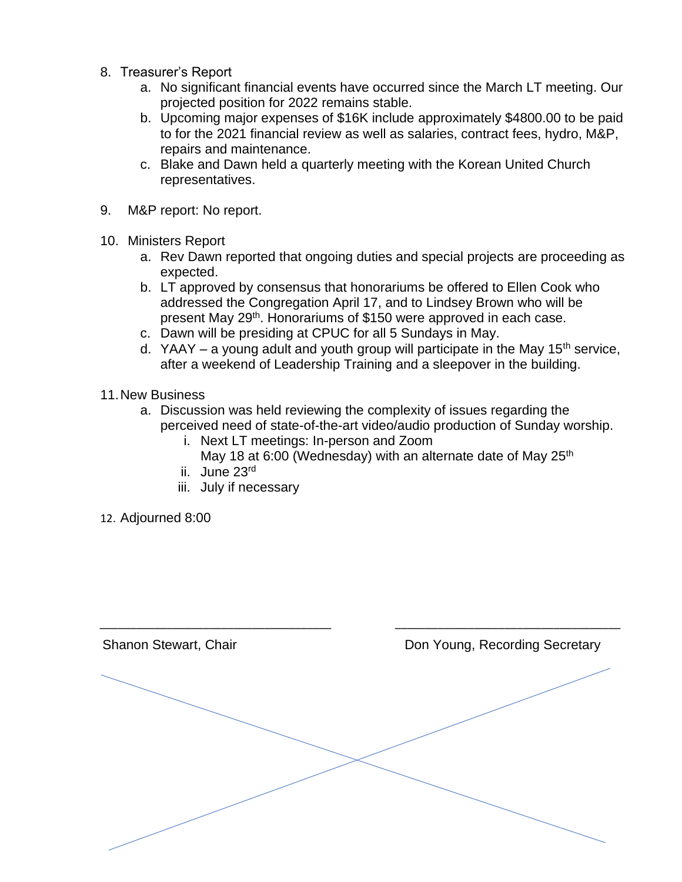8. Treasurer's Report
    a. No significant financial events have occurred since the March LT meeting. Our projected position for 2022 remains stable.
    b. Upcoming major expenses of $16K include approximately $4800.00 to be paid to for the 2021 financial review as well as salaries, contract fees, hydro, M&P, repairs and maintenance.
    c. Blake and Dawn held a quarterly meeting with the Korean United Church representatives.

9. M&P report: No report.

10. Ministers Report
    a. Rev Dawn reported that ongoing duties and special projects are proceeding as expected.
    b. LT approved by consensus that honorariums be offered to Ellen Cook who addressed the Congregation April 17, and to Lindsey Brown who will be present May 29th. Honorariums of $150 were approved in each case.
    c. Dawn will be presiding at CPUC for all 5 Sundays in May.
    d. YAAY – a young adult and youth group will participate in the May 15th service, after a weekend of Leadership Training and a sleepover in the building.

11. New Business
    a. Discussion was held reviewing the complexity of issues regarding the perceived need of state-of-the-art video/audio production of Sunday worship.
        i. Next LT meetings: In-person and Zoom
           May 18 at 6:00 (Wednesday) with an alternate date of May 25th
        ii. June 23rd
        iii. July if necessary

12. Adjourned 8:00

\_\_\_\_\_\_\_\_\_\_\_\_\_\_\_\_\_\_\_\_\_\_\_\_\_\_\_\_\_\_ \_\_\_\_\_\_\_\_\_\_\_\_\_\_\_\_\_\_\_\_\_\_\_\_\_\_\_\_\_\_

Shanon Stewart, Chair Don Young, Recording Secretary